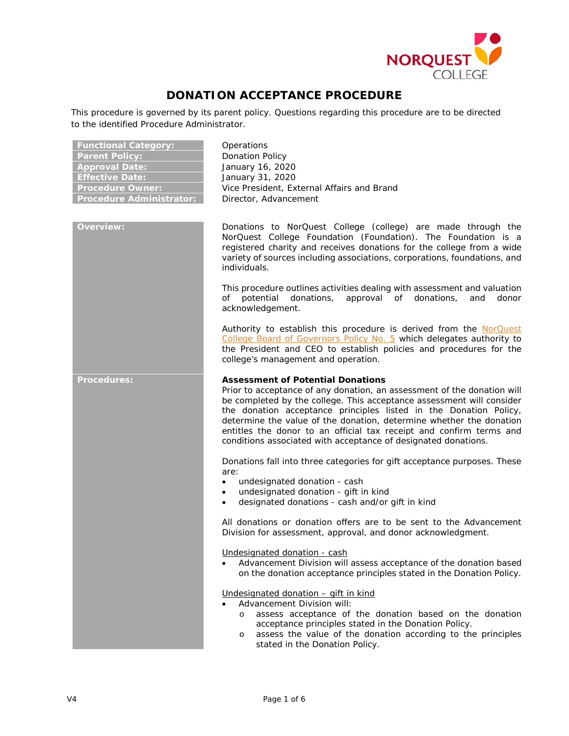# DONATION ACCEPTANCE PROCEDURE

This procedure is governed by its parent policy. Questions regarding this procedure are to be directed to the identified Procedure Administrator.

| | |
|---|---|
| **Functional Category:** | Operations |
| **Parent Policy:** | Donation Policy |
| **Approval Date:** | January 16, 2020 |
| **Effective Date:** | January 31, 2020 |
| **Procedure Owner:** | Vice President, External Affairs and Brand |
| **Procedure Administrator:** | Director, Advancement |

## Overview:

Donations to NorQuest College (college) are made through the NorQuest College Foundation (Foundation). The Foundation is a registered charity and receives donations for the college from a wide variety of sources including associations, corporations, foundations, and individuals.

This procedure outlines activities dealing with assessment and valuation of potential donations, approval of donations, and donor acknowledgement.

Authority to establish this procedure is derived from the NorQuest College Board of Governors Policy No. 5 which delegates authority to the President and CEO to establish policies and procedures for the college's management and operation.

## Procedures:

**Assessment of Potential Donations**

Prior to acceptance of any donation, an assessment of the donation will be completed by the college. This acceptance assessment will consider the donation acceptance principles listed in the Donation Policy, determine the value of the donation, determine whether the donation entitles the donor to an official tax receipt and confirm terms and conditions associated with acceptance of designated donations.

Donations fall into three categories for gift acceptance purposes. These are:

- undesignated donation - cash
- undesignated donation - gift in kind
- designated donations - cash and/or gift in kind

All donations or donation offers are to be sent to the Advancement Division for assessment, approval, and donor acknowledgment.

Undesignated donation - cash

- Advancement Division will assess acceptance of the donation based on the donation acceptance principles stated in the Donation Policy.

Undesignated donation – gift in kind

- Advancement Division will:
  - assess acceptance of the donation based on the donation acceptance principles stated in the Donation Policy.
  - assess the value of the donation according to the principles stated in the Donation Policy.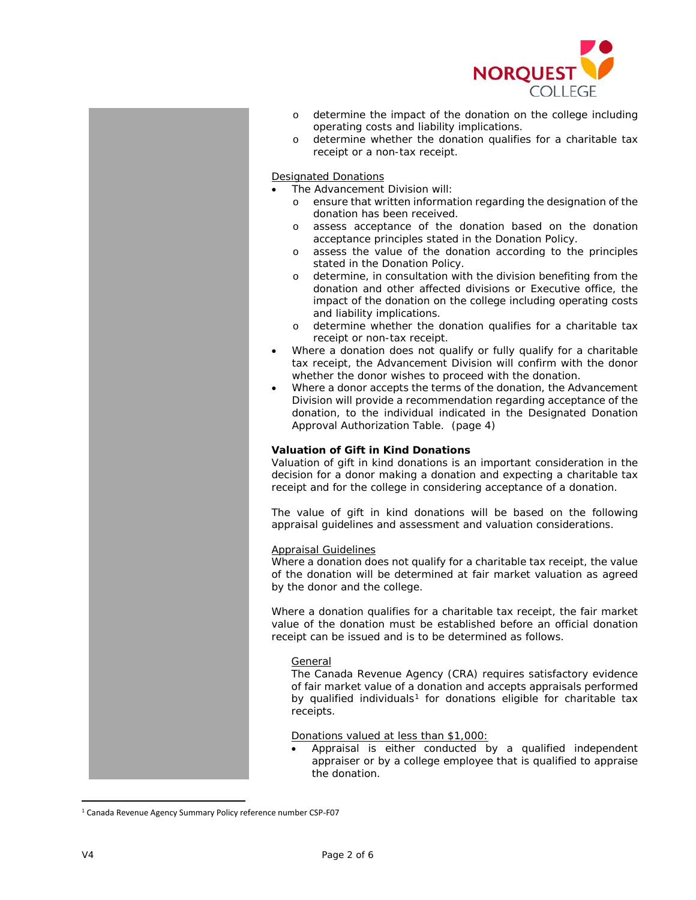- determine the impact of the donation on the college including operating costs and liability implications.
- determine whether the donation qualifies for a charitable tax receipt or a non-tax receipt.

<u>Designated Donations</u>

- The Advancement Division will:
  - ensure that written information regarding the designation of the donation has been received.
  - assess acceptance of the donation based on the donation acceptance principles stated in the Donation Policy.
  - assess the value of the donation according to the principles stated in the Donation Policy.
  - determine, in consultation with the division benefiting from the donation and other affected divisions or Executive office, the impact of the donation on the college including operating costs and liability implications.
  - determine whether the donation qualifies for a charitable tax receipt or non-tax receipt.
- Where a donation does not qualify or fully qualify for a charitable tax receipt, the Advancement Division will confirm with the donor whether the donor wishes to proceed with the donation.
- Where a donor accepts the terms of the donation, the Advancement Division will provide a recommendation regarding acceptance of the donation, to the individual indicated in the Designated Donation Approval Authorization Table. (page 4)

**Valuation of Gift in Kind Donations**

Valuation of gift in kind donations is an important consideration in the decision for a donor making a donation and expecting a charitable tax receipt and for the college in considering acceptance of a donation.

The value of gift in kind donations will be based on the following appraisal guidelines and assessment and valuation considerations.

<u>Appraisal Guidelines</u>

Where a donation does not qualify for a charitable tax receipt, the value of the donation will be determined at fair market valuation as agreed by the donor and the college.

Where a donation qualifies for a charitable tax receipt, the fair market value of the donation must be established before an official donation receipt can be issued and is to be determined as follows.

<u>General</u>

The Canada Revenue Agency (CRA) requires satisfactory evidence of fair market value of a donation and accepts appraisals performed by qualified individuals[1] for donations eligible for charitable tax receipts.

<u>Donations valued at less than $1,000:</u>

- Appraisal is either conducted by a qualified independent appraiser or by a college employee that is qualified to appraise the donation.

[1] Canada Revenue Agency Summary Policy reference number CSP-F07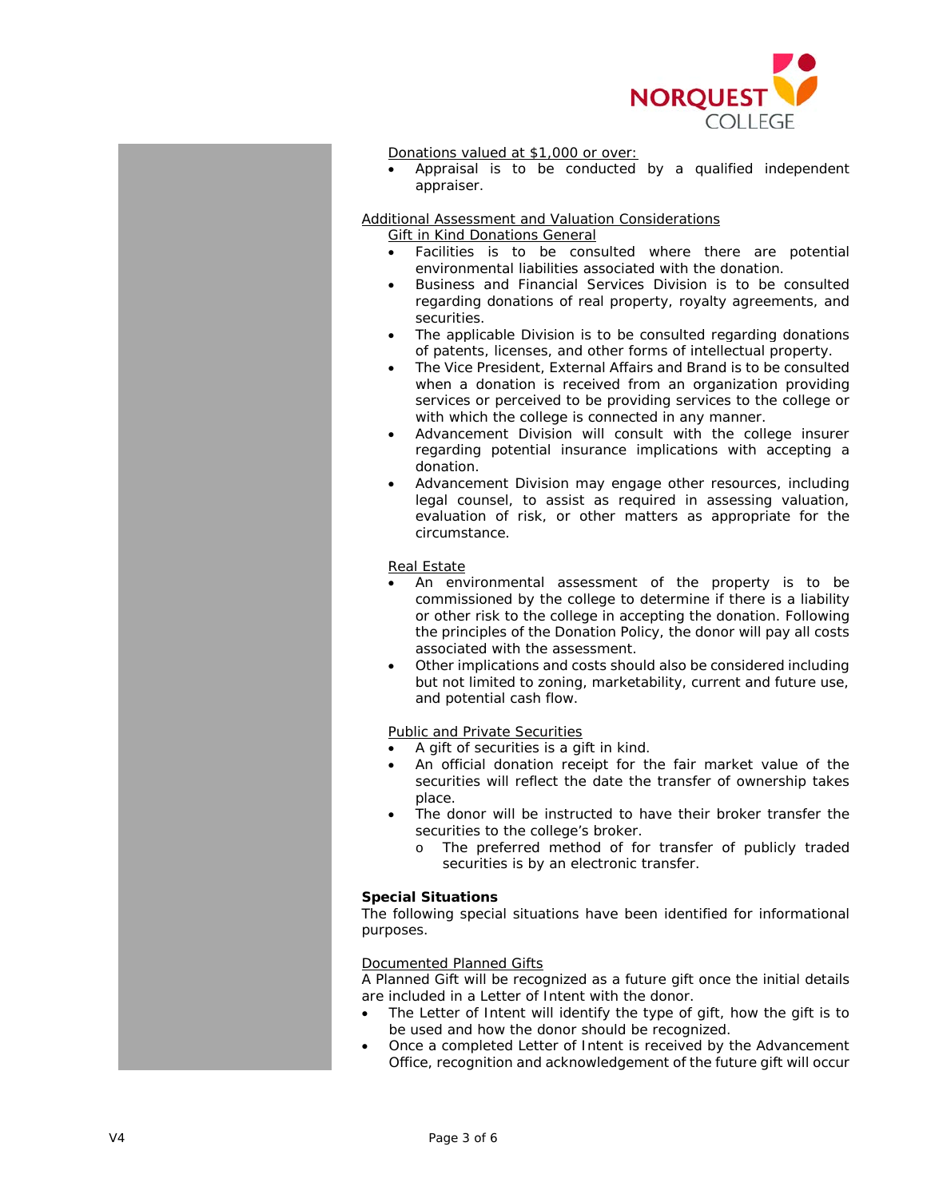Donations valued at $1,000 or over:

- Appraisal is to be conducted by a qualified independent appraiser.

Additional Assessment and Valuation Considerations

Gift in Kind Donations General

- Facilities is to be consulted where there are potential environmental liabilities associated with the donation.
- Business and Financial Services Division is to be consulted regarding donations of real property, royalty agreements, and securities.
- The applicable Division is to be consulted regarding donations of patents, licenses, and other forms of intellectual property.
- The Vice President, External Affairs and Brand is to be consulted when a donation is received from an organization providing services or perceived to be providing services to the college or with which the college is connected in any manner.
- Advancement Division will consult with the college insurer regarding potential insurance implications with accepting a donation.
- Advancement Division may engage other resources, including legal counsel, to assist as required in assessing valuation, evaluation of risk, or other matters as appropriate for the circumstance.

Real Estate

- An environmental assessment of the property is to be commissioned by the college to determine if there is a liability or other risk to the college in accepting the donation. Following the principles of the Donation Policy, the donor will pay all costs associated with the assessment.
- Other implications and costs should also be considered including but not limited to zoning, marketability, current and future use, and potential cash flow.

Public and Private Securities

- A gift of securities is a gift in kind.
- An official donation receipt for the fair market value of the securities will reflect the date the transfer of ownership takes place.
- The donor will be instructed to have their broker transfer the securities to the college's broker.
  - The preferred method of for transfer of publicly traded securities is by an electronic transfer.

**Special Situations**

The following special situations have been identified for informational purposes.

Documented Planned Gifts

A Planned Gift will be recognized as a future gift once the initial details are included in a Letter of Intent with the donor.

- The Letter of Intent will identify the type of gift, how the gift is to be used and how the donor should be recognized.
- Once a completed Letter of Intent is received by the Advancement Office, recognition and acknowledgement of the future gift will occur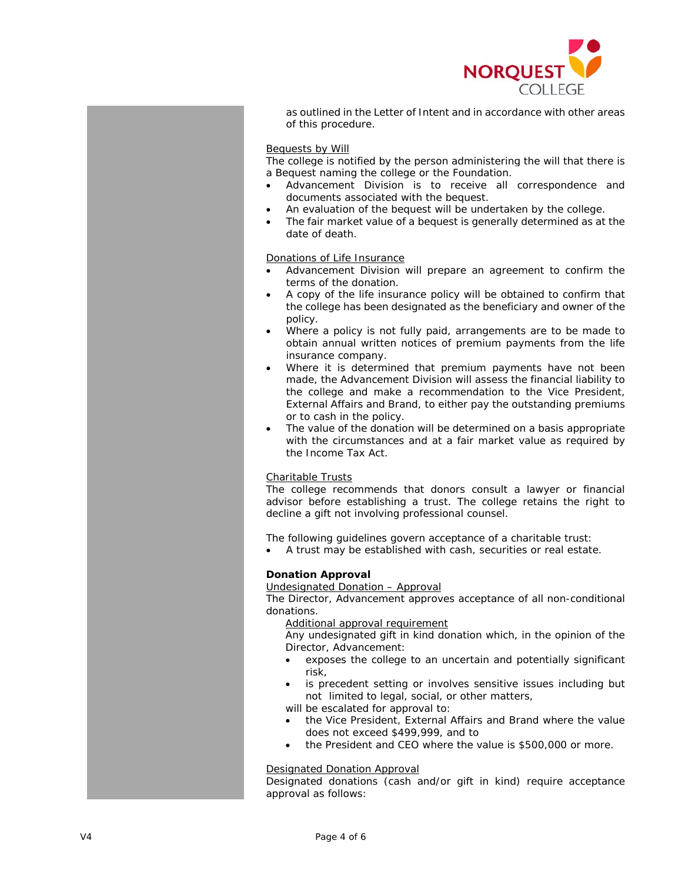as outlined in the Letter of Intent and in accordance with other areas of this procedure.

<u>Bequests by Will</u>
The college is notified by the person administering the will that there is a Bequest naming the college or the Foundation.

- Advancement Division is to receive all correspondence and documents associated with the bequest.
- An evaluation of the bequest will be undertaken by the college.
- The fair market value of a bequest is generally determined as at the date of death.

<u>Donations of Life Insurance</u>

- Advancement Division will prepare an agreement to confirm the terms of the donation.
- A copy of the life insurance policy will be obtained to confirm that the college has been designated as the beneficiary and owner of the policy.
- Where a policy is not fully paid, arrangements are to be made to obtain annual written notices of premium payments from the life insurance company.
- Where it is determined that premium payments have not been made, the Advancement Division will assess the financial liability to the college and make a recommendation to the Vice President, External Affairs and Brand, to either pay the outstanding premiums or to cash in the policy.
- The value of the donation will be determined on a basis appropriate with the circumstances and at a fair market value as required by the Income Tax Act.

<u>Charitable Trusts</u>
The college recommends that donors consult a lawyer or financial advisor before establishing a trust. The college retains the right to decline a gift not involving professional counsel.

The following guidelines govern acceptance of a charitable trust:

- A trust may be established with cash, securities or real estate.

**Donation Approval**

<u>Undesignated Donation – Approval</u>
The Director, Advancement approves acceptance of all non-conditional donations.

<u>Additional approval requirement</u>
Any undesignated gift in kind donation which, in the opinion of the Director, Advancement:

- exposes the college to an uncertain and potentially significant risk,
- is precedent setting or involves sensitive issues including but not limited to legal, social, or other matters,

will be escalated for approval to:

- the Vice President, External Affairs and Brand where the value does not exceed $499,999, and to
- the President and CEO where the value is $500,000 or more.

<u>Designated Donation Approval</u>
Designated donations (cash and/or gift in kind) require acceptance approval as follows: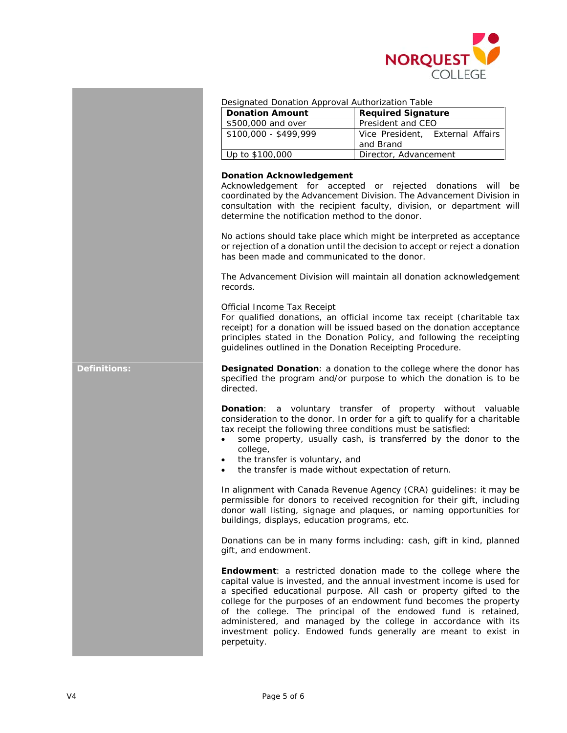Designated Donation Approval Authorization Table

| Donation Amount | Required Signature |
|---|---|
| $500,000 and over | President and CEO |
| $100,000 - $499,999 | Vice President, External Affairs and Brand |
| Up to $100,000 | Director, Advancement |

**Donation Acknowledgement**

Acknowledgement for accepted or rejected donations will be coordinated by the Advancement Division. The Advancement Division in consultation with the recipient faculty, division, or department will determine the notification method to the donor.

No actions should take place which might be interpreted as acceptance or rejection of a donation until the decision to accept or reject a donation has been made and communicated to the donor.

The Advancement Division will maintain all donation acknowledgement records.

Official Income Tax Receipt

For qualified donations, an official income tax receipt (charitable tax receipt) for a donation will be issued based on the donation acceptance principles stated in the Donation Policy, and following the receipting guidelines outlined in the Donation Receipting Procedure.

**Definitions:**

**Designated Donation**: a donation to the college where the donor has specified the program and/or purpose to which the donation is to be directed.

**Donation**: a voluntary transfer of property without valuable consideration to the donor. In order for a gift to qualify for a charitable tax receipt the following three conditions must be satisfied:

- some property, usually cash, is transferred by the donor to the college,
- the transfer is voluntary, and
- the transfer is made without expectation of return.

In alignment with Canada Revenue Agency (CRA) guidelines: it may be permissible for donors to received recognition for their gift, including donor wall listing, signage and plaques, or naming opportunities for buildings, displays, education programs, etc.

Donations can be in many forms including: cash, gift in kind, planned gift, and endowment.

**Endowment**: a restricted donation made to the college where the capital value is invested, and the annual investment income is used for a specified educational purpose. All cash or property gifted to the college for the purposes of an endowment fund becomes the property of the college. The principal of the endowed fund is retained, administered, and managed by the college in accordance with its investment policy. Endowed funds generally are meant to exist in perpetuity.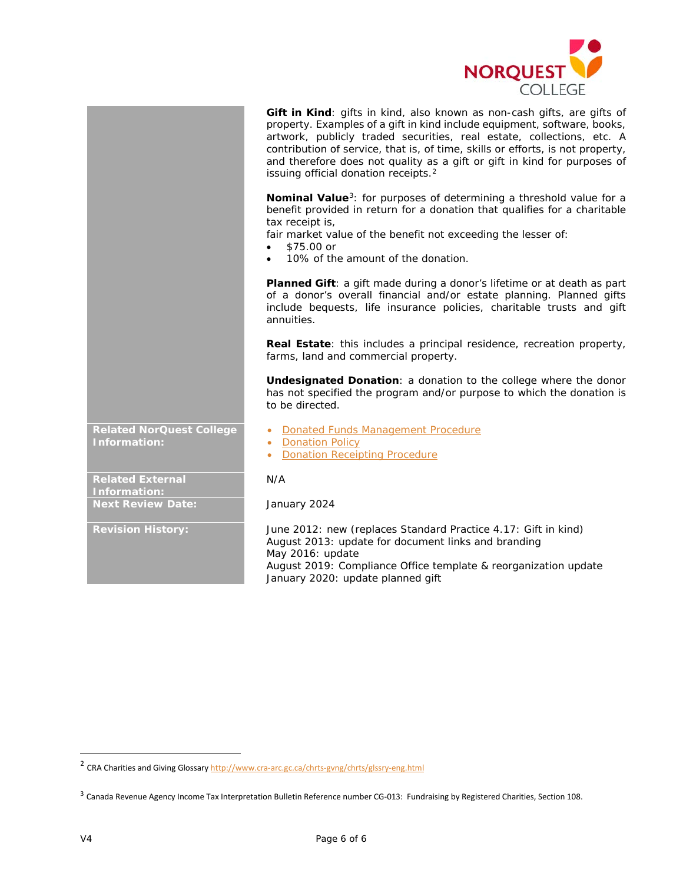**Gift in Kind**: gifts in kind, also known as non-cash gifts, are gifts of property. Examples of a gift in kind include equipment, software, books, artwork, publicly traded securities, real estate, collections, etc. A contribution of service, that is, of time, skills or efforts, is not property, and therefore does not quality as a gift or gift in kind for purposes of issuing official donation receipts.[2]

**Nominal Value**[3]: for purposes of determining a threshold value for a benefit provided in return for a donation that qualifies for a charitable tax receipt is,
fair market value of the benefit not exceeding the lesser of:

- $75.00 or
- 10% of the amount of the donation.

**Planned Gift**: a gift made during a donor's lifetime or at death as part of a donor's overall financial and/or estate planning. Planned gifts include bequests, life insurance policies, charitable trusts and gift annuities.

**Real Estate**: this includes a principal residence, recreation property, farms, land and commercial property.

**Undesignated Donation**: a donation to the college where the donor has not specified the program and/or purpose to which the donation is to be directed.

| | |
|---|---|
| **Related NorQuest College Information:** | • Donated Funds Management Procedure<br>• Donation Policy<br>• Donation Receipting Procedure |
| **Related External Information:** | N/A |
| **Next Review Date:** | January 2024 |
| **Revision History:** | June 2012: new (replaces Standard Practice 4.17: Gift in kind)<br>August 2013: update for document links and branding<br>May 2016: update<br>August 2019: Compliance Office template & reorganization update<br>January 2020: update planned gift |

[2] CRA Charities and Giving Glossary http://www.cra-arc.gc.ca/chrts-gvng/chrts/glssry-eng.html

[3] Canada Revenue Agency Income Tax Interpretation Bulletin Reference number CG-013: Fundraising by Registered Charities, Section 108.